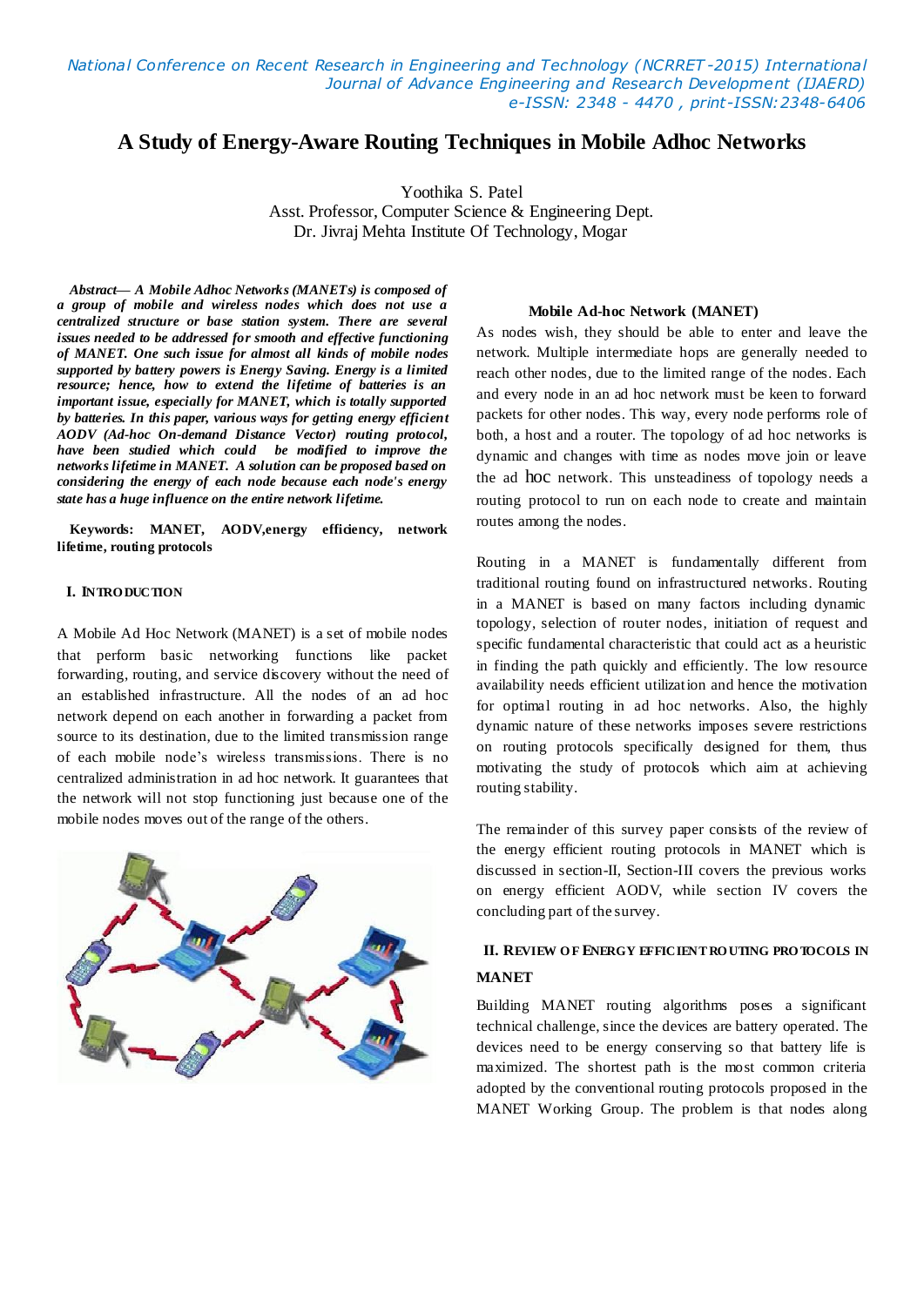# A Study of Energy-Aware Routing Techniques in Mobile Adhoc Networks

Yoothika S. Patel
Asst. Professor, Computer Science & Engineering Dept.
Dr. Jivraj Mehta Institute Of Technology, Mogar

***Abstract***— ***A Mobile Adhoc Networks (MANETs) is composed of a group of mobile and wireless nodes which does not use a centralized structure or base station system. There are several issues needed to be addressed for smooth and effective functioning of MANET. One such issue for almost all kinds of mobile nodes supported by battery powers is Energy Saving. Energy is a limited resource; hence, how to extend the lifetime of batteries is an important issue, especially for MANET, which is totally supported by batteries. In this paper, various ways for getting energy efficient AODV (Ad-hoc On-demand Distance Vector) routing protocol, have been studied which could be modified to improve the networks lifetime in MANET. A solution can be proposed based on considering the energy of each node because each node's energy state has a huge influence on the entire network lifetime.***

**Keywords: MANET, AODV,energy efficiency, network lifetime, routing protocols**

## I. INTRODUCTION

A Mobile Ad Hoc Network (MANET) is a set of mobile nodes that perform basic networking functions like packet forwarding, routing, and service discovery without the need of an established infrastructure. All the nodes of an ad hoc network depend on each another in forwarding a packet from source to its destination, due to the limited transmission range of each mobile node's wireless transmissions. There is no centralized administration in ad hoc network. It guarantees that the network will not stop functioning just because one of the mobile nodes moves out of the range of the others.

**Mobile Ad-hoc Network (MANET)**

As nodes wish, they should be able to enter and leave the network. Multiple intermediate hops are generally needed to reach other nodes, due to the limited range of the nodes. Each and every node in an ad hoc network must be keen to forward packets for other nodes. This way, every node performs role of both, a host and a router. The topology of ad hoc networks is dynamic and changes with time as nodes move join or leave the ad hoc network. This unsteadiness of topology needs a routing protocol to run on each node to create and maintain routes among the nodes.

Routing in a MANET is fundamentally different from traditional routing found on infrastructured networks. Routing in a MANET is based on many factors including dynamic topology, selection of router nodes, initiation of request and specific fundamental characteristic that could act as a heuristic in finding the path quickly and efficiently. The low resource availability needs efficient utilization and hence the motivation for optimal routing in ad hoc networks. Also, the highly dynamic nature of these networks imposes severe restrictions on routing protocols specifically designed for them, thus motivating the study of protocols which aim at achieving routing stability.

The remainder of this survey paper consists of the review of the energy efficient routing protocols in MANET which is discussed in section-II, Section-III covers the previous works on energy efficient AODV, while section IV covers the concluding part of the survey.

## II. REVIEW OF ENERGY EFFICIENT ROUTING PROTOCOLS IN MANET

Building MANET routing algorithms poses a significant technical challenge, since the devices are battery operated. The devices need to be energy conserving so that battery life is maximized. The shortest path is the most common criteria adopted by the conventional routing protocols proposed in the MANET Working Group. The problem is that nodes along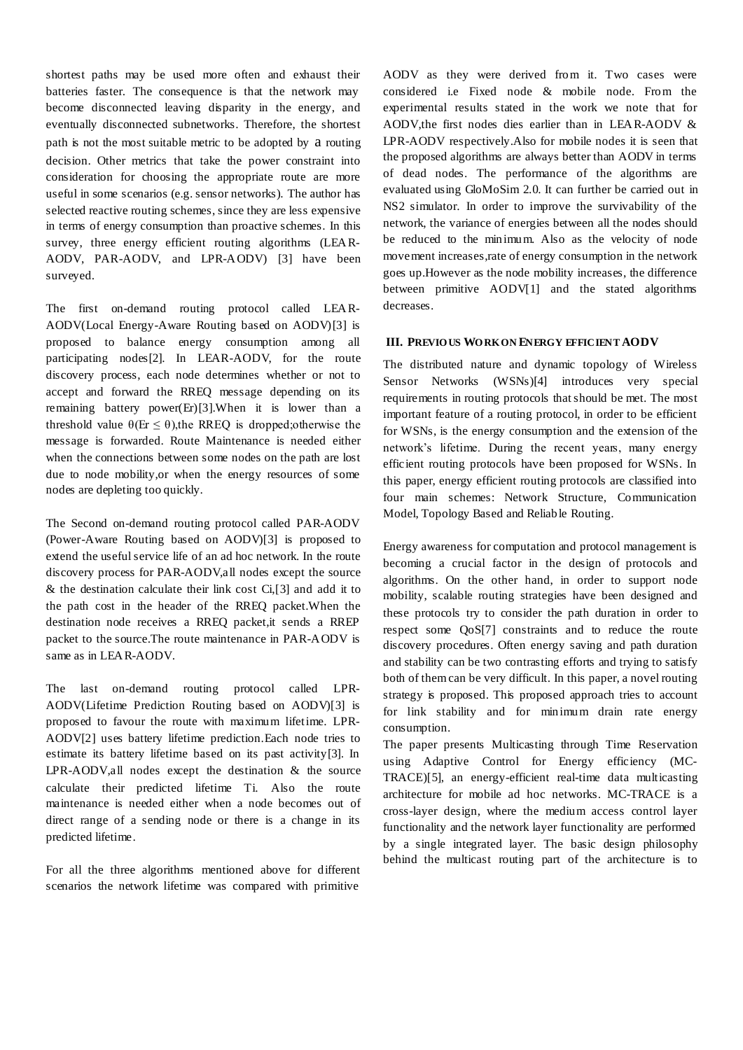shortest paths may be used more often and exhaust their batteries faster. The consequence is that the network may become disconnected leaving disparity in the energy, and eventually disconnected subnetworks. Therefore, the shortest path is not the most suitable metric to be adopted by a routing decision. Other metrics that take the power constraint into consideration for choosing the appropriate route are more useful in some scenarios (e.g. sensor networks). The author has selected reactive routing schemes, since they are less expensive in terms of energy consumption than proactive schemes. In this survey, three energy efficient routing algorithms (LEAR-AODV, PAR-AODV, and LPR-AODV) [3] have been surveyed.

The first on-demand routing protocol called LEAR-AODV(Local Energy-Aware Routing based on AODV)[3] is proposed to balance energy consumption among all participating nodes[2]. In LEAR-AODV, for the route discovery process, each node determines whether or not to accept and forward the RREQ message depending on its remaining battery power(Er)[3].When it is lower than a threshold value $\theta$($Er \leq \theta$),the RREQ is dropped;otherwise the message is forwarded. Route Maintenance is needed either when the connections between some nodes on the path are lost due to node mobility,or when the energy resources of some nodes are depleting too quickly.

The Second on-demand routing protocol called PAR-AODV (Power-Aware Routing based on AODV)[3] is proposed to extend the useful service life of an ad hoc network. In the route discovery process for PAR-AODV,all nodes except the source & the destination calculate their link cost $C_i$,[3] and add it to the path cost in the header of the RREQ packet.When the destination node receives a RREQ packet,it sends a RREP packet to the source.The route maintenance in PAR-AODV is same as in LEAR-AODV.

The last on-demand routing protocol called LPR-AODV(Lifetime Prediction Routing based on AODV)[3] is proposed to favour the route with maximum lifetime. LPR-AODV[2] uses battery lifetime prediction.Each node tries to estimate its battery lifetime based on its past activity[3]. In LPR-AODV,all nodes except the destination & the source calculate their predicted lifetime $T_i$. Also the route maintenance is needed either when a node becomes out of direct range of a sending node or there is a change in its predicted lifetime.

For all the three algorithms mentioned above for different scenarios the network lifetime was compared with primitive AODV as they were derived from it. Two cases were considered i.e Fixed node & mobile node. From the experimental results stated in the work we note that for AODV,the first nodes dies earlier than in LEAR-AODV & LPR-AODV respectively.Also for mobile nodes it is seen that the proposed algorithms are always better than AODV in terms of dead nodes. The performance of the algorithms are evaluated using GloMoSim 2.0. It can further be carried out in NS2 simulator. In order to improve the survivability of the network, the variance of energies between all the nodes should be reduced to the minimum. Also as the velocity of node movement increases,rate of energy consumption in the network goes up.However as the node mobility increases, the difference between primitive AODV[1] and the stated algorithms decreases.

### III. Previous Work on Energy efficient AODV

The distributed nature and dynamic topology of Wireless Sensor Networks (WSNs)[4] introduces very special requirements in routing protocols that should be met. The most important feature of a routing protocol, in order to be efficient for WSNs, is the energy consumption and the extension of the network's lifetime. During the recent years, many energy efficient routing protocols have been proposed for WSNs. In this paper, energy efficient routing protocols are classified into four main schemes: Network Structure, Communication Model, Topology Based and Reliable Routing.

Energy awareness for computation and protocol management is becoming a crucial factor in the design of protocols and algorithms. On the other hand, in order to support node mobility, scalable routing strategies have been designed and these protocols try to consider the path duration in order to respect some QoS[7] constraints and to reduce the route discovery procedures. Often energy saving and path duration and stability can be two contrasting efforts and trying to satisfy both of them can be very difficult. In this paper, a novel routing strategy is proposed. This proposed approach tries to account for link stability and for minimum drain rate energy consumption.

The paper presents Multicasting through Time Reservation using Adaptive Control for Energy efficiency (MC-TRACE)[5], an energy-efficient real-time data multicasting architecture for mobile ad hoc networks. MC-TRACE is a cross-layer design, where the medium access control layer functionality and the network layer functionality are performed by a single integrated layer. The basic design philosophy behind the multicast routing part of the architecture is to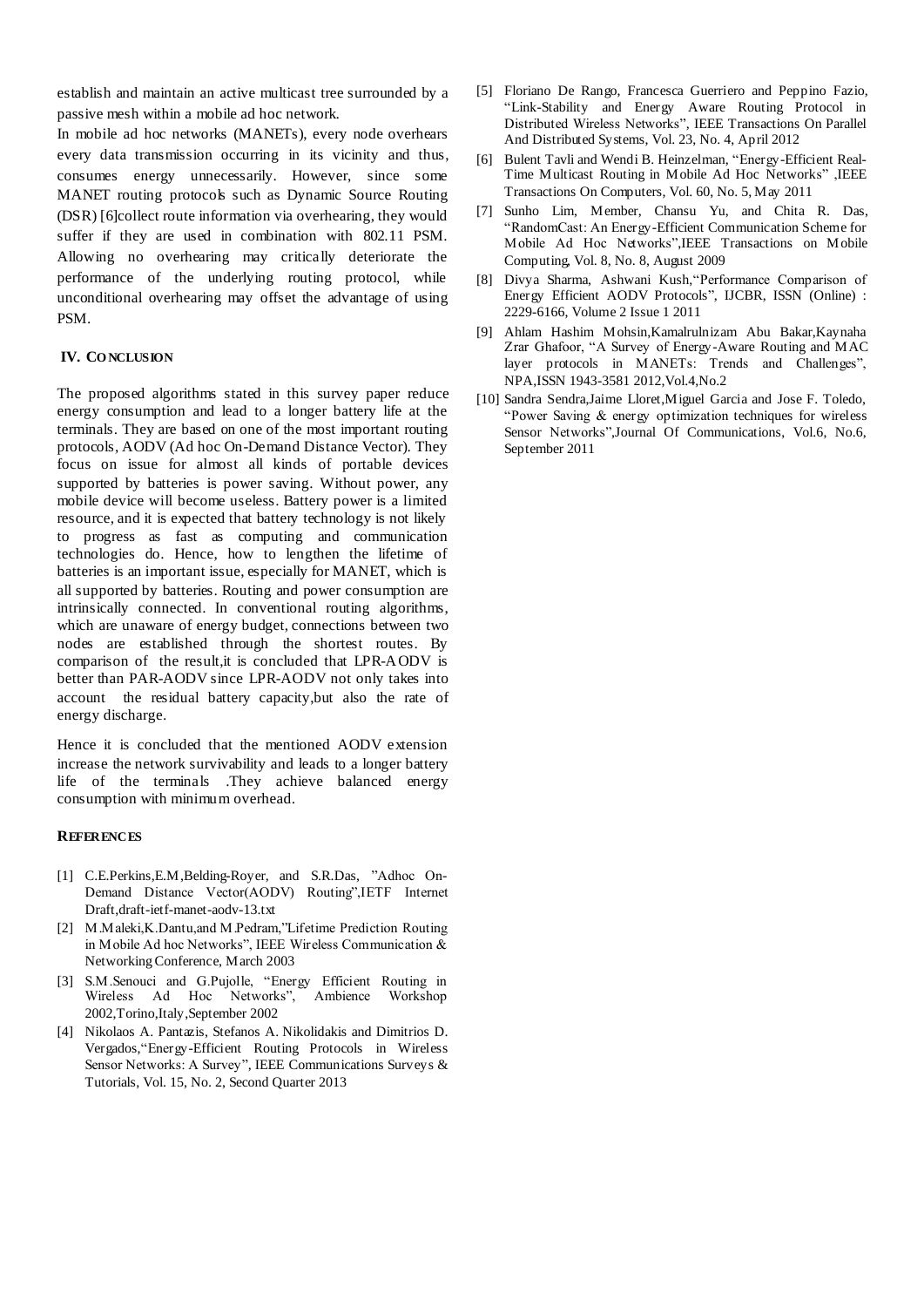establish and maintain an active multicast tree surrounded by a passive mesh within a mobile ad hoc network.

In mobile ad hoc networks (MANETs), every node overhears every data transmission occurring in its vicinity and thus, consumes energy unnecessarily. However, since some MANET routing protocols such as Dynamic Source Routing (DSR) [6]collect route information via overhearing, they would suffer if they are used in combination with 802.11 PSM. Allowing no overhearing may critically deteriorate the performance of the underlying routing protocol, while unconditional overhearing may offset the advantage of using PSM.

## IV. CONCLUSION

The proposed algorithms stated in this survey paper reduce energy consumption and lead to a longer battery life at the terminals. They are based on one of the most important routing protocols, AODV (Ad hoc On-Demand Distance Vector). They focus on issue for almost all kinds of portable devices supported by batteries is power saving. Without power, any mobile device will become useless. Battery power is a limited resource, and it is expected that battery technology is not likely to progress as fast as computing and communication technologies do. Hence, how to lengthen the lifetime of batteries is an important issue, especially for MANET, which is all supported by batteries. Routing and power consumption are intrinsically connected. In conventional routing algorithms, which are unaware of energy budget, connections between two nodes are established through the shortest routes. By comparison of the result,it is concluded that LPR-AODV is better than PAR-AODV since LPR-AODV not only takes into account the residual battery capacity,but also the rate of energy discharge.

Hence it is concluded that the mentioned AODV extension increase the network survivability and leads to a longer battery life of the terminals .They achieve balanced energy consumption with minimum overhead.

## REFERENCES

[1] C.E.Perkins,E.M,Belding-Royer, and S.R.Das, "Adhoc On-Demand Distance Vector(AODV) Routing",IETF Internet Draft,draft-ietf-manet-aodv-13.txt

[2] M.Maleki,K.Dantu,and M.Pedram,"Lifetime Prediction Routing in Mobile Ad hoc Networks", IEEE Wireless Communication & Networking Conference, March 2003

[3] S.M.Senouci and G.Pujolle, "Energy Efficient Routing in Wireless Ad Hoc Networks", Ambience Workshop 2002,Torino,Italy,September 2002

[4] Nikolaos A. Pantazis, Stefanos A. Nikolidakis and Dimitrios D. Vergados,"Energy-Efficient Routing Protocols in Wireless Sensor Networks: A Survey", IEEE Communications Surveys & Tutorials, Vol. 15, No. 2, Second Quarter 2013

[5] Floriano De Rango, Francesca Guerriero and Peppino Fazio, "Link-Stability and Energy Aware Routing Protocol in Distributed Wireless Networks", IEEE Transactions On Parallel And Distributed Systems, Vol. 23, No. 4, April 2012

[6] Bulent Tavli and Wendi B. Heinzelman, "Energy-Efficient Real-Time Multicast Routing in Mobile Ad Hoc Networks" ,IEEE Transactions On Computers, Vol. 60, No. 5, May 2011

[7] Sunho Lim, Member, Chansu Yu, and Chita R. Das, "RandomCast: An Energy-Efficient Communication Scheme for Mobile Ad Hoc Networks",IEEE Transactions on Mobile Computing, Vol. 8, No. 8, August 2009

[8] Divya Sharma, Ashwani Kush,"Performance Comparison of Energy Efficient AODV Protocols", IJCBR, ISSN (Online) : 2229-6166, Volume 2 Issue 1 2011

[9] Ahlam Hashim Mohsin,Kamalrulnizam Abu Bakar,Kaynaha Zrar Ghafoor, "A Survey of Energy-Aware Routing and MAC layer protocols in MANETs: Trends and Challenges", NPA,ISSN 1943-3581 2012,Vol.4,No.2

[10] Sandra Sendra,Jaime Lloret,Miguel Garcia and Jose F. Toledo, "Power Saving & energy optimization techniques for wireless Sensor Networks",Journal Of Communications, Vol.6, No.6, September 2011